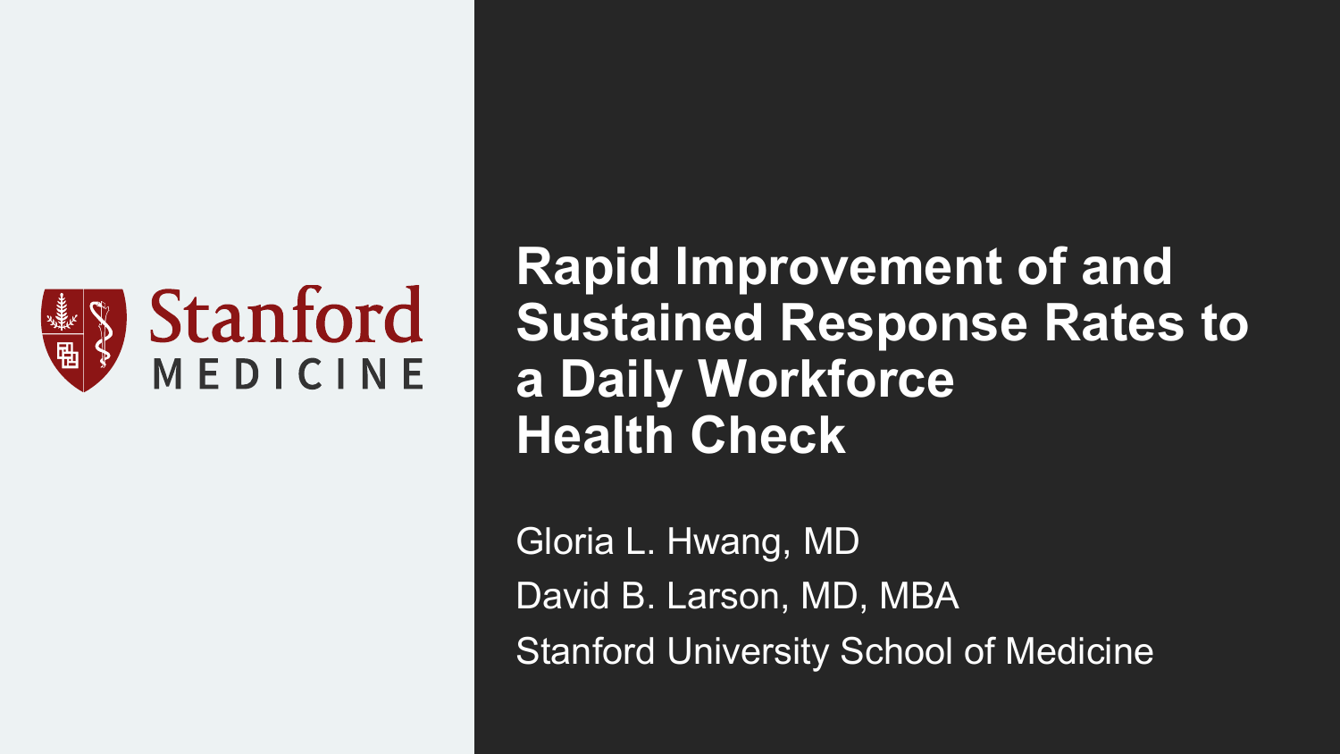Stanford MEDICINE

# Rapid Improvement of and Sustained Response Rates to a Daily Workforce Health Check

Gloria L. Hwang, MD

David B. Larson, MD, MBA

Stanford University School of Medicine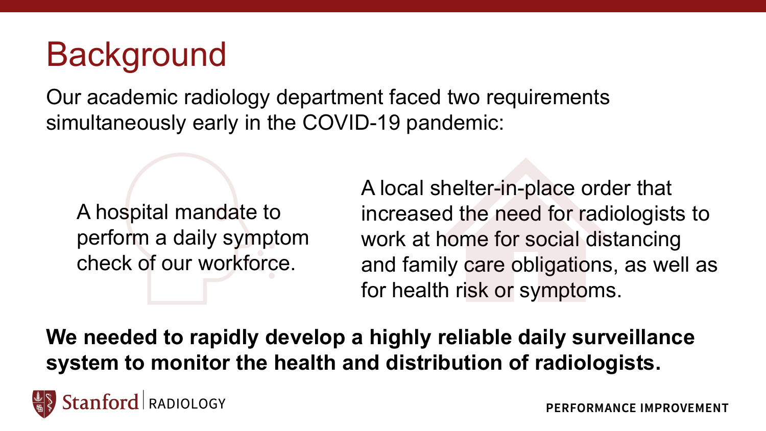# Background

Our academic radiology department faced two requirements simultaneously early in the COVID-19 pandemic:

A hospital mandate to perform a daily symptom check of our workforce.

A local shelter-in-place order that increased the need for radiologists to work at home for social distancing and family care obligations, as well as for health risk or symptoms.

**We needed to rapidly develop a highly reliable daily surveillance system to monitor the health and distribution of radiologists.**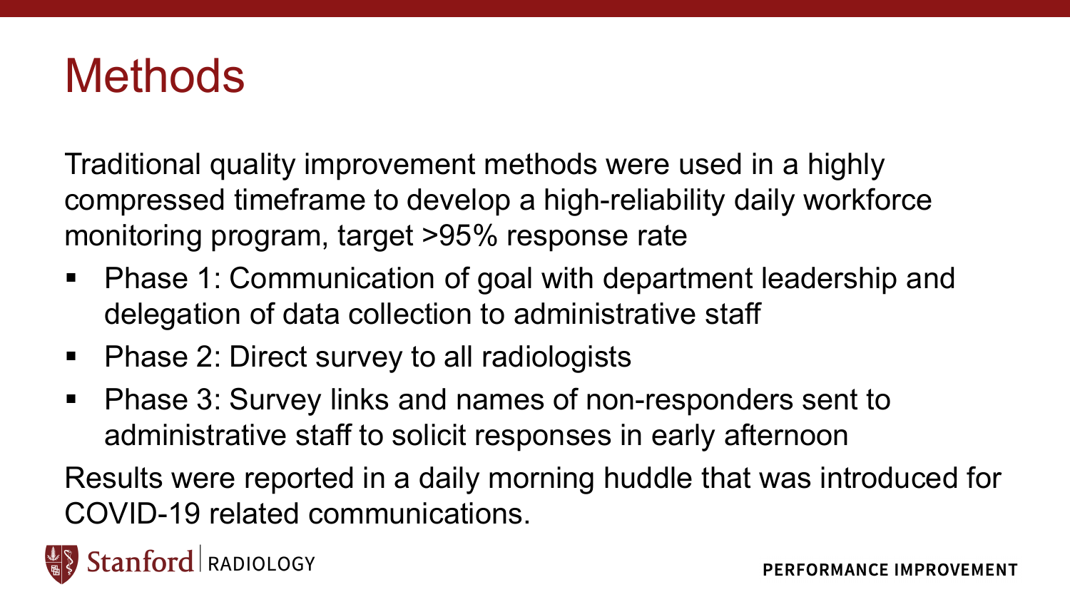# Methods

Traditional quality improvement methods were used in a highly compressed timeframe to develop a high-reliability daily workforce monitoring program, target >95% response rate

- Phase 1: Communication of goal with department leadership and delegation of data collection to administrative staff
- Phase 2: Direct survey to all radiologists
- Phase 3: Survey links and names of non-responders sent to administrative staff to solicit responses in early afternoon

Results were reported in a daily morning huddle that was introduced for COVID-19 related communications.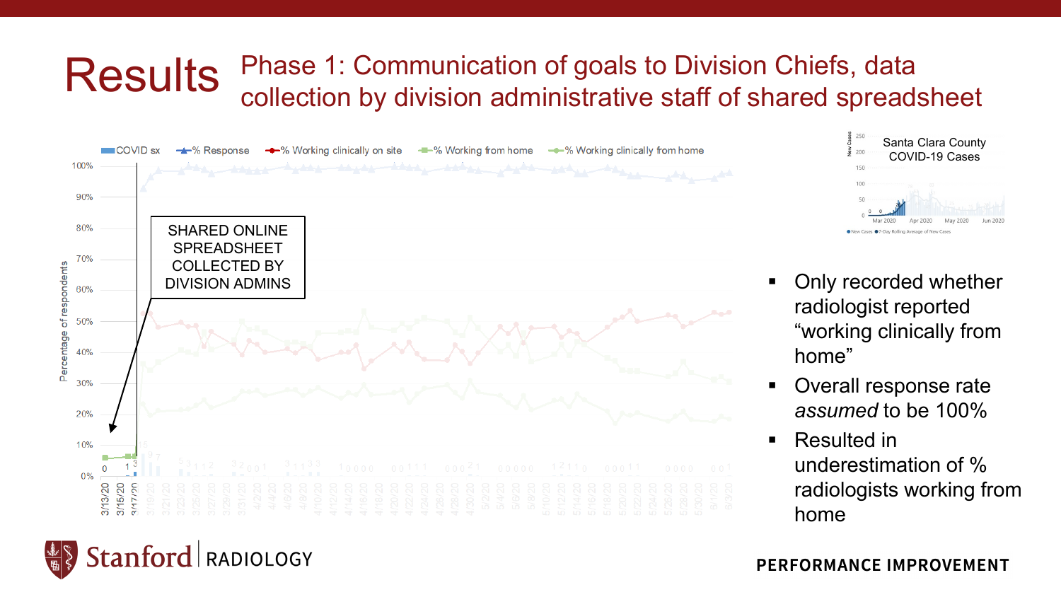# Results

## Phase 1: Communication of goals to Division Chiefs, data collection by division administrative staff of shared spreadsheet

COVID sx | % Response | % Working clinically on site | % Working from home | % Working clinically from home

Percentage of respondents

SHARED ONLINE SPREADSHEET COLLECTED BY DIVISION ADMINS

Santa Clara County COVID-19 Cases

- Only recorded whether radiologist reported "working clinically from home"
- Overall response rate *assumed* to be 100%
- Resulted in underestimation of % radiologists working from home

PERFORMANCE IMPROVEMENT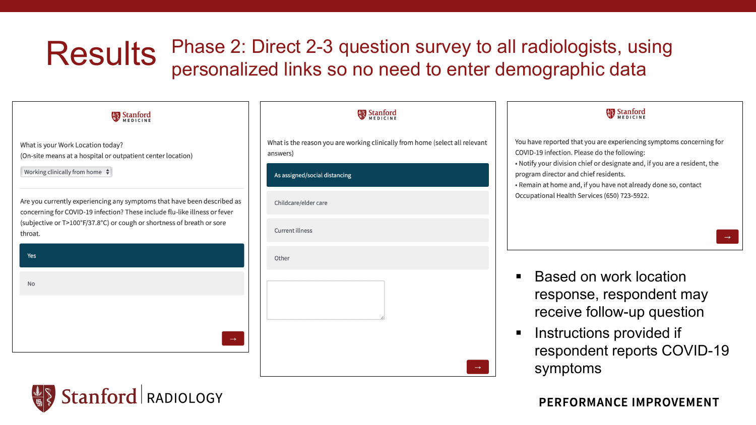# Results

## Phase 2: Direct 2-3 question survey to all radiologists, using personalized links so no need to enter demographic data

**Stanford MEDICINE**

What is your Work Location today?
(On-site means at a hospital or outpatient center location)

Working clinically from home

Are you currently experiencing any symptoms that have been described as concerning for COVID-19 infection? These include flu-like illness or fever (subjective or T>100°F/37.8°C) or cough or shortness of breath or sore throat.

- Yes
- No

→

**Stanford MEDICINE**

What is the reason you are working clinically from home (select all relevant answers)

- As assigned/social distancing
- Childcare/elder care
- Current illness
- Other

→

**Stanford MEDICINE**

You have reported that you are experiencing symptoms concerning for COVID-19 infection. Please do the following:

- Notify your division chief or designate and, if you are a resident, the program director and chief residents.
- Remain at home and, if you have not already done so, contact Occupational Health Services (650) 723-5922.

→

- Based on work location response, respondent may receive follow-up question
- Instructions provided if respondent reports COVID-19 symptoms

Stanford RADIOLOGY

PERFORMANCE IMPROVEMENT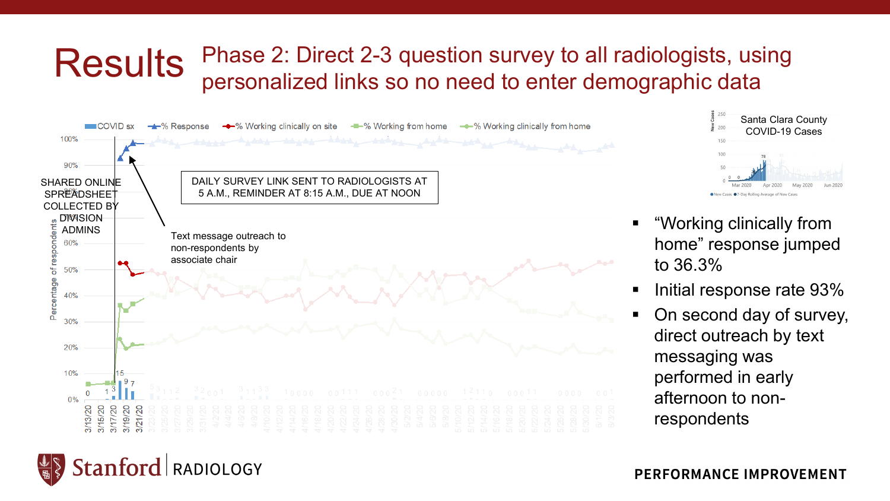# Results

## Phase 2: Direct 2-3 question survey to all radiologists, using personalized links so no need to enter demographic data

COVID sx | % Response | % Working clinically on site | % Working from home | % Working clinically from home

SHARED ONLINE SPREADSHEET COLLECTED BY DIVISION ADMINS

DAILY SURVEY LINK SENT TO RADIOLOGISTS AT 5 A.M., REMINDER AT 8:15 A.M., DUE AT NOON

Text message outreach to non-respondents by associate chair

Santa Clara County COVID-19 Cases

- "Working clinically from home" response jumped to 36.3%
- Initial response rate 93%
- On second day of survey, direct outreach by text messaging was performed in early afternoon to non-respondents

Stanford RADIOLOGY

PERFORMANCE IMPROVEMENT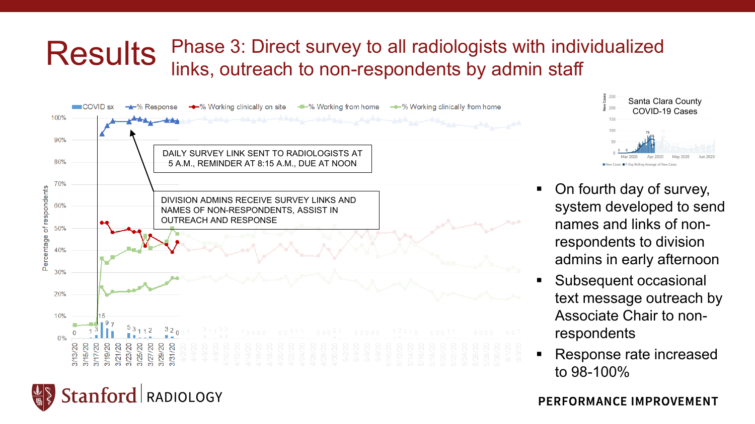# Results

## Phase 3: Direct survey to all radiologists with individualized links, outreach to non-respondents by admin staff

COVID sx | % Response | % Working clinically on site | % Working from home | % Working clinically from home

DAILY SURVEY LINK SENT TO RADIOLOGISTS AT 5 A.M., REMINDER AT 8:15 A.M., DUE AT NOON

DIVISION ADMINS RECEIVE SURVEY LINKS AND NAMES OF NON-RESPONDENTS, ASSIST IN OUTREACH AND RESPONSE

Santa Clara County COVID-19 Cases

- On fourth day of survey, system developed to send names and links of non-respondents to division admins in early afternoon
- Subsequent occasional text message outreach by Associate Chair to non-respondents
- Response rate increased to 98-100%

PERFORMANCE IMPROVEMENT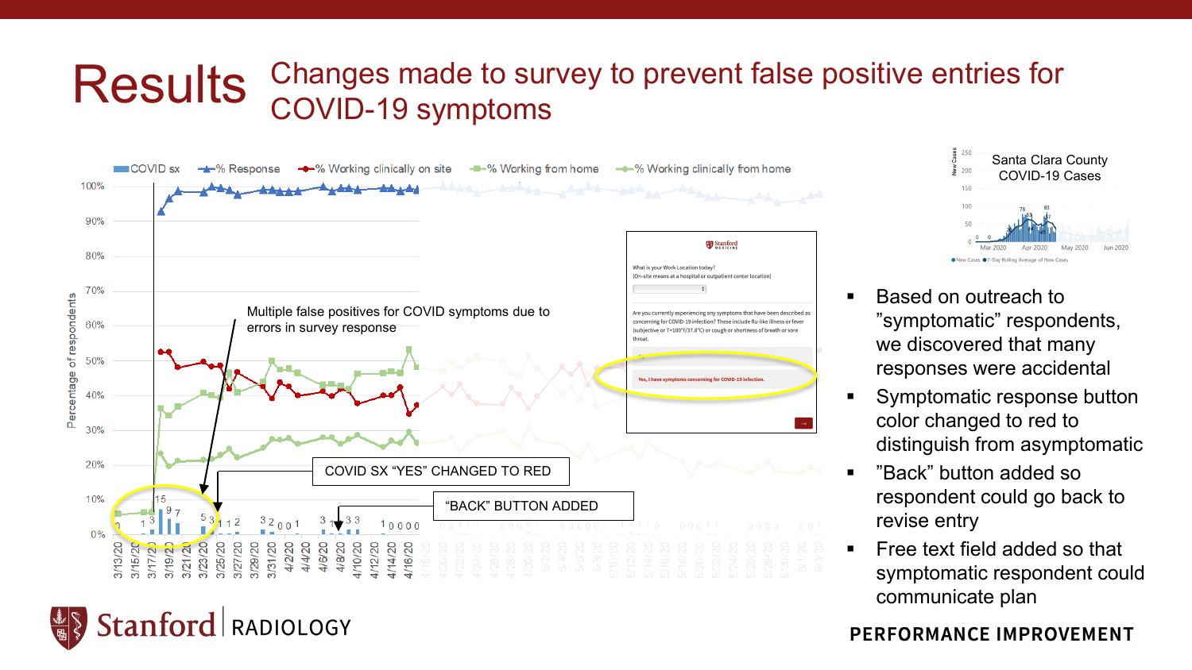# Results

## Changes made to survey to prevent false positive entries for COVID-19 symptoms

Multiple false positives for COVID symptoms due to errors in survey response

COVID SX "YES" CHANGED TO RED

"BACK" BUTTON ADDED

Santa Clara County COVID-19 Cases

- Based on outreach to "symptomatic" respondents, we discovered that many responses were accidental
- Symptomatic response button color changed to red to distinguish from asymptomatic
- "Back" button added so respondent could go back to revise entry
- Free text field added so that symptomatic respondent could communicate plan

**PERFORMANCE IMPROVEMENT**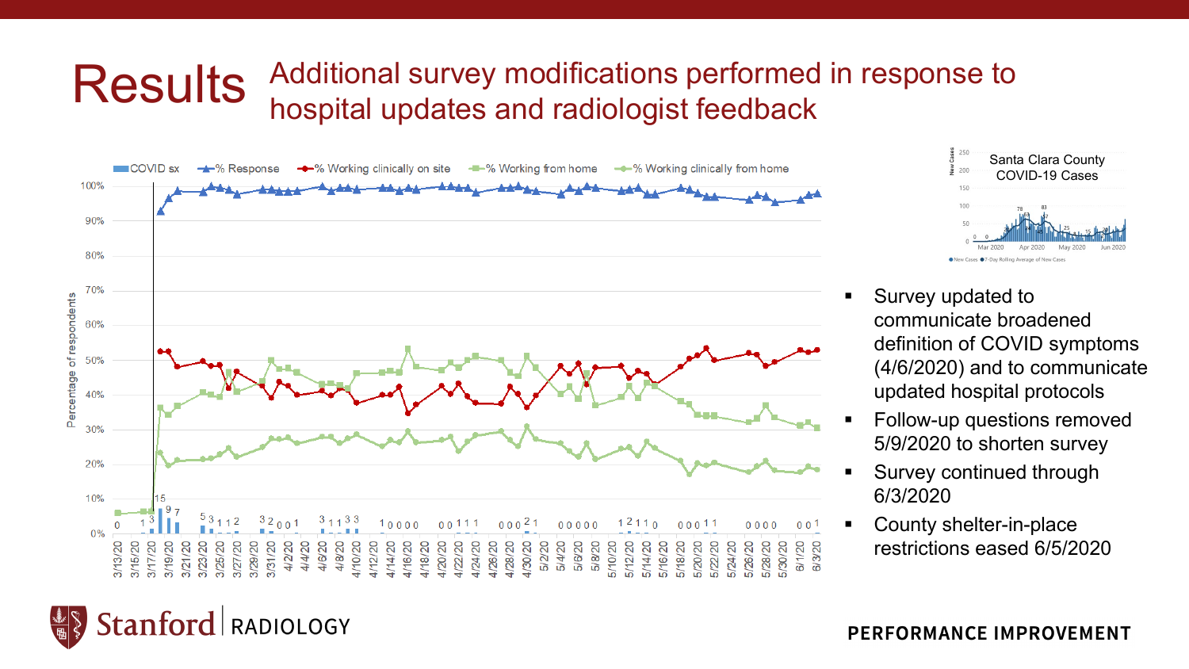# Results

## Additional survey modifications performed in response to hospital updates and radiologist feedback

Santa Clara County COVID-19 Cases

- Survey updated to communicate broadened definition of COVID symptoms (4/6/2020) and to communicate updated hospital protocols
- Follow-up questions removed 5/9/2020 to shorten survey
- Survey continued through 6/3/2020
- County shelter-in-place restrictions eased 6/5/2020

Stanford RADIOLOGY

PERFORMANCE IMPROVEMENT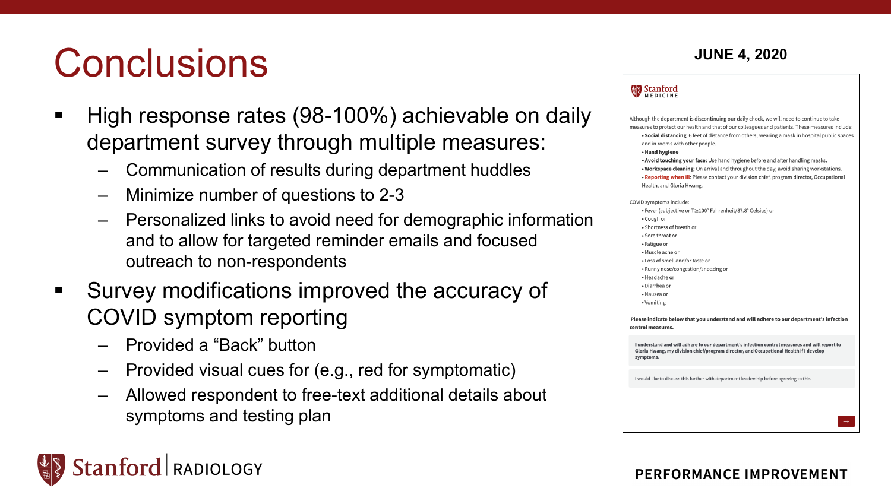# Conclusions

- High response rates (98-100%) achievable on daily department survey through multiple measures:
  - Communication of results during department huddles
  - Minimize number of questions to 2-3
  - Personalized links to avoid need for demographic information and to allow for targeted reminder emails and focused outreach to non-respondents
- Survey modifications improved the accuracy of COVID symptom reporting
  - Provided a "Back" button
  - Provided visual cues for (e.g., red for symptomatic)
  - Allowed respondent to free-text additional details about symptoms and testing plan

**JUNE 4, 2020**

Stanford MEDICINE

Although the department is discontinuing our daily check, we will need to continue to take measures to protect our health and that of our colleagues and patients. These measures include:

- **Social distancing**: 6 feet of distance from others, wearing a mask in hospital public spaces and in rooms with other people.
- **Hand hygiene**
- **Avoid touching your face**: Use hand hygiene before and after handling masks.
- **Workspace cleaning**: On arrival and throughout the day; avoid sharing workstations.
- **Reporting when ill**: Please contact your division chief, program director, Occupational Health, and Gloria Hwang.

COVID symptoms include:

- Fever (subjective or T≥100° Fahrenheit/37.8° Celsius) or
- Cough or
- Shortness of breath or
- Sore throat or
- Fatigue or
- Muscle ache or
- Loss of smell and/or taste or
- Runny nose/congestion/sneezing or
- Headache or
- Diarrhea or
- Nausea or
- Vomiting

**Please indicate below that you understand and will adhere to our department's infection control measures.**

**I understand and will adhere to our department's infection control measures and will report to Gloria Hwang, my division chief/program director, and Occupational Health if I develop symptoms.**

I would like to discuss this further with department leadership before agreeing to this.

→

Stanford | RADIOLOGY

PERFORMANCE IMPROVEMENT